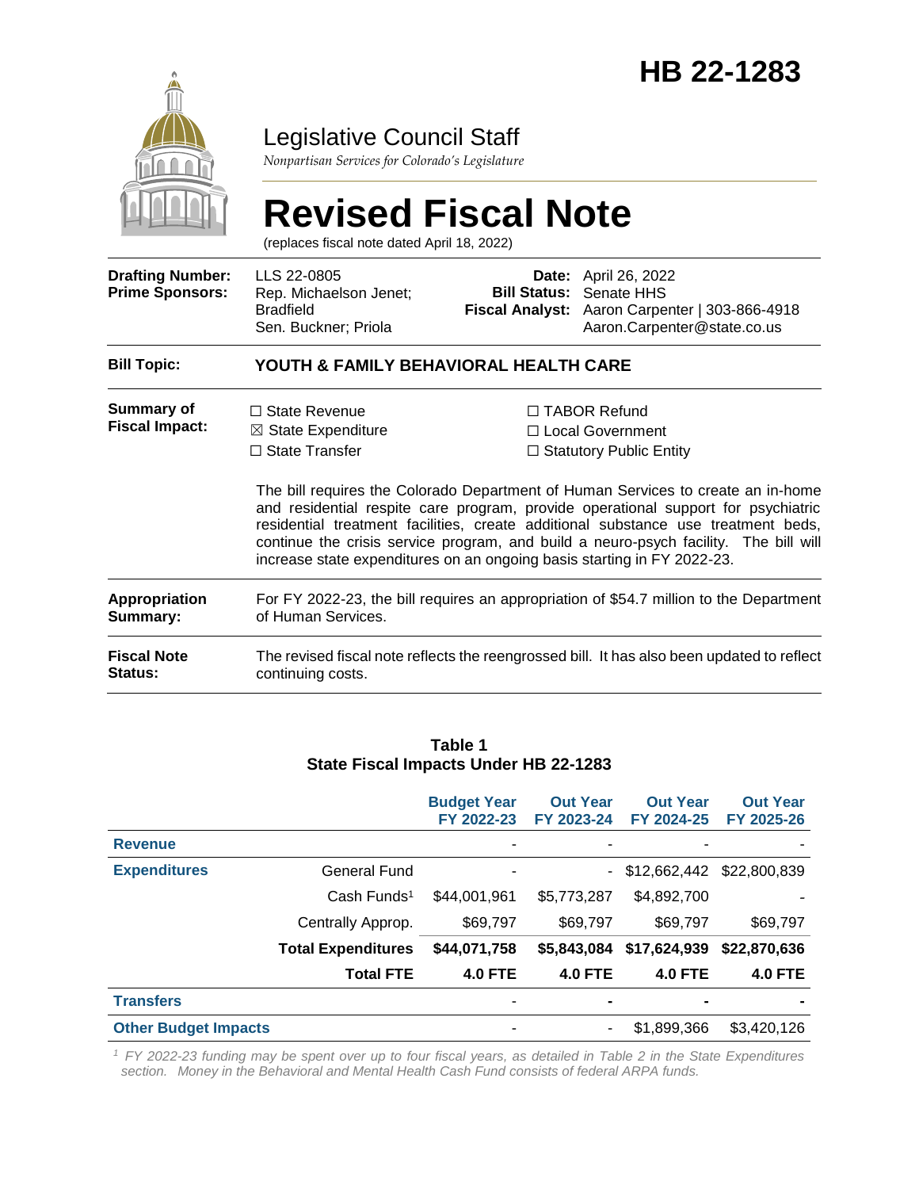# HB 22-1283

## Legislative Council Staff

*Nonpartisan Services for Colorado's Legislature*

# Revised Fiscal Note

(replaces fiscal note dated April 18, 2022)

| | | | |
|---|---|---|---|
| **Drafting Number:** | LLS 22-0805 | **Date:** | April 26, 2022 |
| **Prime Sponsors:** | Rep. Michaelson Jenet; Bradfield<br>Sen. Buckner; Priola | **Bill Status:** | Senate HHS |
| | | **Fiscal Analyst:** | Aaron Carpenter \| 303-866-4918<br>Aaron.Carpenter@state.co.us |

**Bill Topic:** **YOUTH & FAMILY BEHAVIORAL HEALTH CARE**

**Summary of Fiscal Impact:**

☐ State Revenue
☒ State Expenditure
☐ State Transfer
☐ TABOR Refund
☐ Local Government
☐ Statutory Public Entity

The bill requires the Colorado Department of Human Services to create an in-home and residential respite care program, provide operational support for psychiatric residential treatment facilities, create additional substance use treatment beds, continue the crisis service program, and build a neuro-psych facility. The bill will increase state expenditures on an ongoing basis starting in FY 2022-23.

**Appropriation Summary:** For FY 2022-23, the bill requires an appropriation of $54.7 million to the Department of Human Services.

**Fiscal Note Status:** The revised fiscal note reflects the reengrossed bill. It has also been updated to reflect continuing costs.

**Table 1**
**State Fiscal Impacts Under HB 22-1283**

| | | Budget Year FY 2022-23 | Out Year FY 2023-24 | Out Year FY 2024-25 | Out Year FY 2025-26 |
|---|---|---|---|---|---|
| **Revenue** | | - | - | - | - |
| **Expenditures** | General Fund | - | - | $12,662,442 | $22,800,839 |
| | Cash Funds[1] | $44,001,961 | $5,773,287 | $4,892,700 | - |
| | Centrally Approp. | $69,797 | $69,797 | $69,797 | $69,797 |
| | **Total Expenditures** | **$44,071,758** | **$5,843,084** | **$17,624,939** | **$22,870,636** |
| | **Total FTE** | **4.0 FTE** | **4.0 FTE** | **4.0 FTE** | **4.0 FTE** |
| **Transfers** | | - | - | - | - |
| **Other Budget Impacts** | | - | - | $1,899,366 | $3,420,126 |

[1] *FY 2022-23 funding may be spent over up to four fiscal years, as detailed in Table 2 in the State Expenditures section. Money in the Behavioral and Mental Health Cash Fund consists of federal ARPA funds.*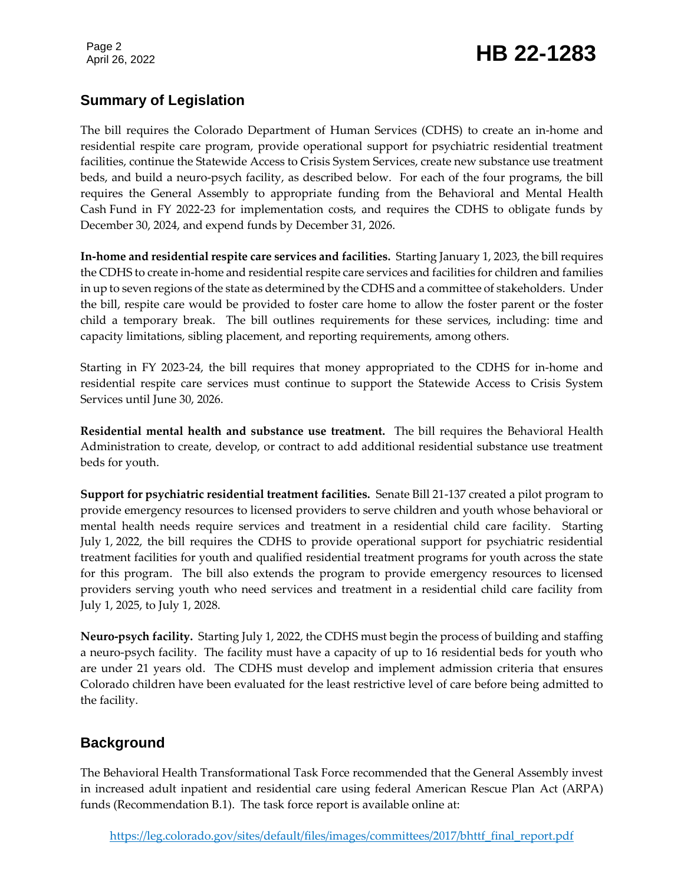## Summary of Legislation

The bill requires the Colorado Department of Human Services (CDHS) to create an in-home and residential respite care program, provide operational support for psychiatric residential treatment facilities, continue the Statewide Access to Crisis System Services, create new substance use treatment beds, and build a neuro-psych facility, as described below. For each of the four programs, the bill requires the General Assembly to appropriate funding from the Behavioral and Mental Health Cash Fund in FY 2022-23 for implementation costs, and requires the CDHS to obligate funds by December 30, 2024, and expend funds by December 31, 2026.

**In-home and residential respite care services and facilities.** Starting January 1, 2023, the bill requires the CDHS to create in-home and residential respite care services and facilities for children and families in up to seven regions of the state as determined by the CDHS and a committee of stakeholders. Under the bill, respite care would be provided to foster care home to allow the foster parent or the foster child a temporary break. The bill outlines requirements for these services, including: time and capacity limitations, sibling placement, and reporting requirements, among others.

Starting in FY 2023-24, the bill requires that money appropriated to the CDHS for in-home and residential respite care services must continue to support the Statewide Access to Crisis System Services until June 30, 2026.

**Residential mental health and substance use treatment.** The bill requires the Behavioral Health Administration to create, develop, or contract to add additional residential substance use treatment beds for youth.

**Support for psychiatric residential treatment facilities.** Senate Bill 21-137 created a pilot program to provide emergency resources to licensed providers to serve children and youth whose behavioral or mental health needs require services and treatment in a residential child care facility. Starting July 1, 2022, the bill requires the CDHS to provide operational support for psychiatric residential treatment facilities for youth and qualified residential treatment programs for youth across the state for this program. The bill also extends the program to provide emergency resources to licensed providers serving youth who need services and treatment in a residential child care facility from July 1, 2025, to July 1, 2028.

**Neuro-psych facility.** Starting July 1, 2022, the CDHS must begin the process of building and staffing a neuro-psych facility. The facility must have a capacity of up to 16 residential beds for youth who are under 21 years old. The CDHS must develop and implement admission criteria that ensures Colorado children have been evaluated for the least restrictive level of care before being admitted to the facility.

## Background

The Behavioral Health Transformational Task Force recommended that the General Assembly invest in increased adult inpatient and residential care using federal American Rescue Plan Act (ARPA) funds (Recommendation B.1). The task force report is available online at:

https://leg.colorado.gov/sites/default/files/images/committees/2017/bhttf_final_report.pdf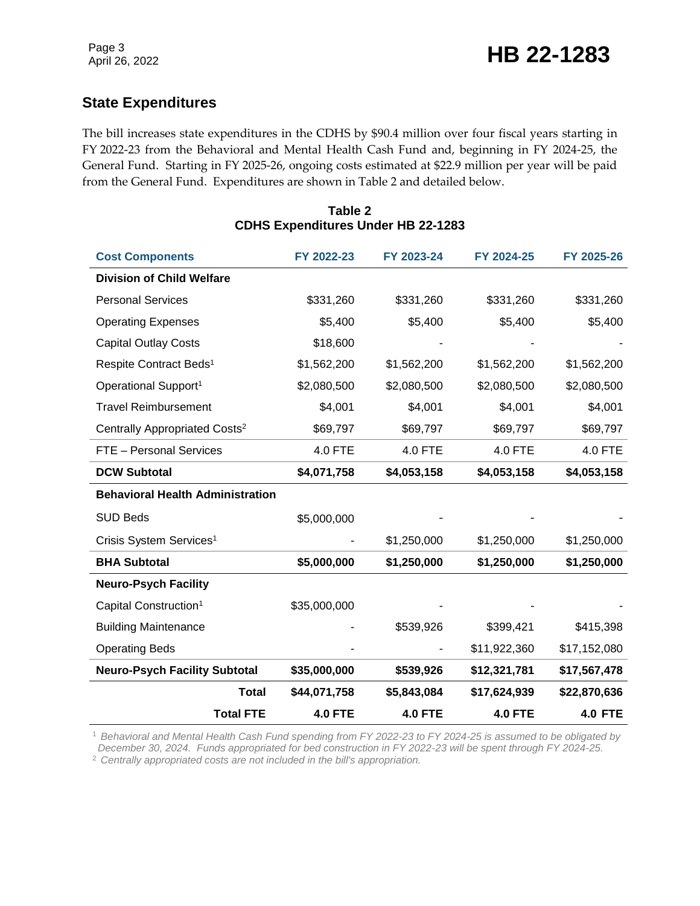## State Expenditures

The bill increases state expenditures in the CDHS by $90.4 million over four fiscal years starting in FY 2022-23 from the Behavioral and Mental Health Cash Fund and, beginning in FY 2024-25, the General Fund. Starting in FY 2025-26, ongoing costs estimated at $22.9 million per year will be paid from the General Fund. Expenditures are shown in Table 2 and detailed below.

**Table 2**
**CDHS Expenditures Under HB 22-1283**

| Cost Components | FY 2022-23 | FY 2023-24 | FY 2024-25 | FY 2025-26 |
|---|---|---|---|---|
| **Division of Child Welfare** | | | | |
| Personal Services | $331,260 | $331,260 | $331,260 | $331,260 |
| Operating Expenses | $5,400 | $5,400 | $5,400 | $5,400 |
| Capital Outlay Costs | $18,600 | - | - | - |
| Respite Contract Beds[1] | $1,562,200 | $1,562,200 | $1,562,200 | $1,562,200 |
| Operational Support[1] | $2,080,500 | $2,080,500 | $2,080,500 | $2,080,500 |
| Travel Reimbursement | $4,001 | $4,001 | $4,001 | $4,001 |
| Centrally Appropriated Costs[2] | $69,797 | $69,797 | $69,797 | $69,797 |
| FTE – Personal Services | 4.0 FTE | 4.0 FTE | 4.0 FTE | 4.0 FTE |
| **DCW Subtotal** | **$4,071,758** | **$4,053,158** | **$4,053,158** | **$4,053,158** |
| **Behavioral Health Administration** | | | | |
| SUD Beds | $5,000,000 | - | - | - |
| Crisis System Services[1] | - | $1,250,000 | $1,250,000 | $1,250,000 |
| **BHA Subtotal** | **$5,000,000** | **$1,250,000** | **$1,250,000** | **$1,250,000** |
| **Neuro-Psych Facility** | | | | |
| Capital Construction[1] | $35,000,000 | - | - | - |
| Building Maintenance | - | $539,926 | $399,421 | $415,398 |
| Operating Beds | - | - | $11,922,360 | $17,152,080 |
| **Neuro-Psych Facility Subtotal** | **$35,000,000** | **$539,926** | **$12,321,781** | **$17,567,478** |
| **Total** | **$44,071,758** | **$5,843,084** | **$17,624,939** | **$22,870,636** |
| **Total FTE** | **4.0 FTE** | **4.0 FTE** | **4.0 FTE** | **4.0 FTE** |

[1] *Behavioral and Mental Health Cash Fund spending from FY 2022-23 to FY 2024-25 is assumed to be obligated by December 30, 2024. Funds appropriated for bed construction in FY 2022-23 will be spent through FY 2024-25.*
[2] *Centrally appropriated costs are not included in the bill's appropriation.*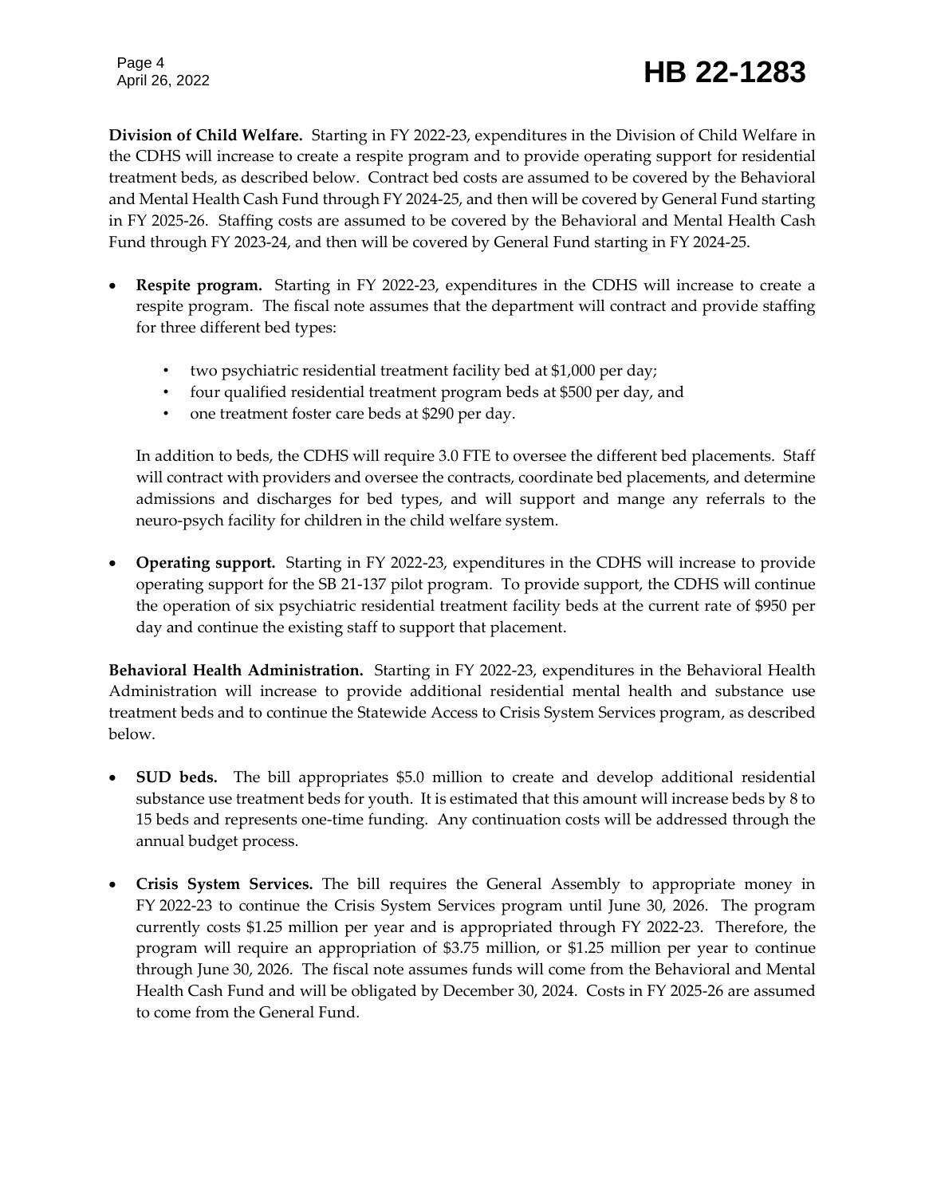**Division of Child Welfare.** Starting in FY 2022-23, expenditures in the Division of Child Welfare in the CDHS will increase to create a respite program and to provide operating support for residential treatment beds, as described below. Contract bed costs are assumed to be covered by the Behavioral and Mental Health Cash Fund through FY 2024-25, and then will be covered by General Fund starting in FY 2025-26. Staffing costs are assumed to be covered by the Behavioral and Mental Health Cash Fund through FY 2023-24, and then will be covered by General Fund starting in FY 2024-25.

- **Respite program.** Starting in FY 2022-23, expenditures in the CDHS will increase to create a respite program. The fiscal note assumes that the department will contract and provide staffing for three different bed types:
  - two psychiatric residential treatment facility bed at $1,000 per day;
  - four qualified residential treatment program beds at $500 per day, and
  - one treatment foster care beds at $290 per day.

  In addition to beds, the CDHS will require 3.0 FTE to oversee the different bed placements. Staff will contract with providers and oversee the contracts, coordinate bed placements, and determine admissions and discharges for bed types, and will support and mange any referrals to the neuro-psych facility for children in the child welfare system.

- **Operating support.** Starting in FY 2022-23, expenditures in the CDHS will increase to provide operating support for the SB 21-137 pilot program. To provide support, the CDHS will continue the operation of six psychiatric residential treatment facility beds at the current rate of $950 per day and continue the existing staff to support that placement.

**Behavioral Health Administration.** Starting in FY 2022-23, expenditures in the Behavioral Health Administration will increase to provide additional residential mental health and substance use treatment beds and to continue the Statewide Access to Crisis System Services program, as described below.

- **SUD beds.** The bill appropriates $5.0 million to create and develop additional residential substance use treatment beds for youth. It is estimated that this amount will increase beds by 8 to 15 beds and represents one-time funding. Any continuation costs will be addressed through the annual budget process.

- **Crisis System Services.** The bill requires the General Assembly to appropriate money in FY 2022-23 to continue the Crisis System Services program until June 30, 2026. The program currently costs $1.25 million per year and is appropriated through FY 2022-23. Therefore, the program will require an appropriation of $3.75 million, or $1.25 million per year to continue through June 30, 2026. The fiscal note assumes funds will come from the Behavioral and Mental Health Cash Fund and will be obligated by December 30, 2024. Costs in FY 2025-26 are assumed to come from the General Fund.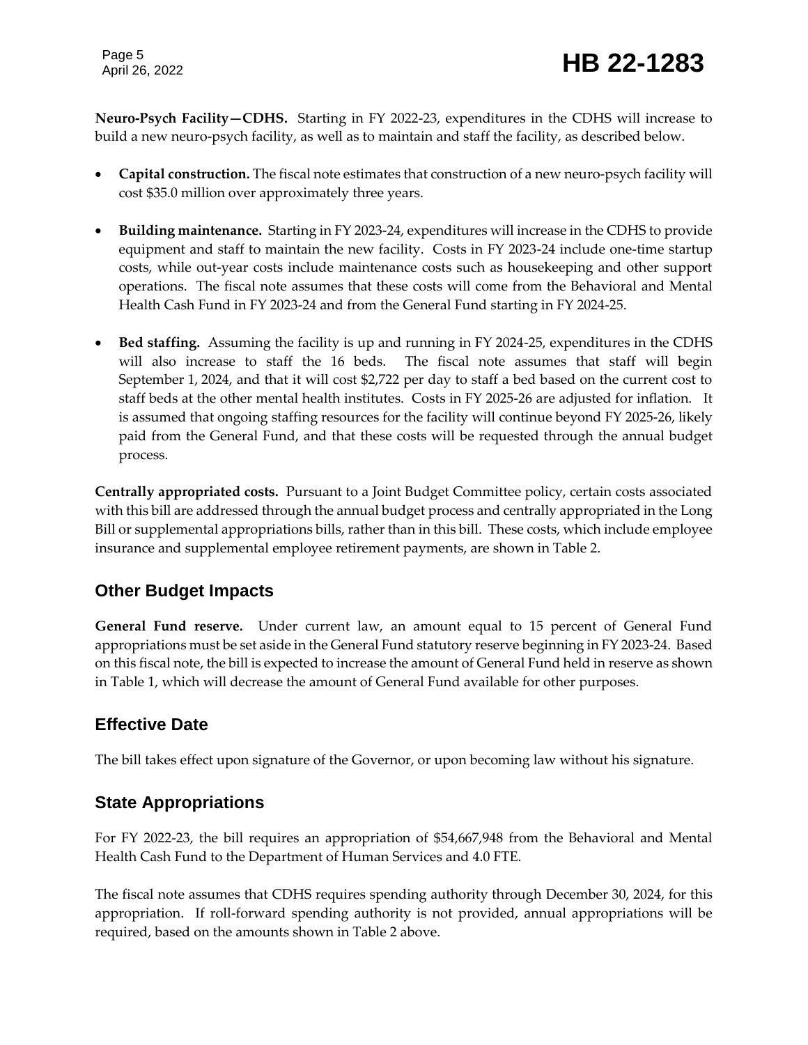**Neuro-Psych Facility—CDHS.** Starting in FY 2022-23, expenditures in the CDHS will increase to build a new neuro-psych facility, as well as to maintain and staff the facility, as described below.

- **Capital construction.** The fiscal note estimates that construction of a new neuro-psych facility will cost $35.0 million over approximately three years.
- **Building maintenance.** Starting in FY 2023-24, expenditures will increase in the CDHS to provide equipment and staff to maintain the new facility. Costs in FY 2023-24 include one-time startup costs, while out-year costs include maintenance costs such as housekeeping and other support operations. The fiscal note assumes that these costs will come from the Behavioral and Mental Health Cash Fund in FY 2023-24 and from the General Fund starting in FY 2024-25.
- **Bed staffing.** Assuming the facility is up and running in FY 2024-25, expenditures in the CDHS will also increase to staff the 16 beds. The fiscal note assumes that staff will begin September 1, 2024, and that it will cost $2,722 per day to staff a bed based on the current cost to staff beds at the other mental health institutes. Costs in FY 2025-26 are adjusted for inflation. It is assumed that ongoing staffing resources for the facility will continue beyond FY 2025-26, likely paid from the General Fund, and that these costs will be requested through the annual budget process.

**Centrally appropriated costs.** Pursuant to a Joint Budget Committee policy, certain costs associated with this bill are addressed through the annual budget process and centrally appropriated in the Long Bill or supplemental appropriations bills, rather than in this bill. These costs, which include employee insurance and supplemental employee retirement payments, are shown in Table 2.

## Other Budget Impacts

**General Fund reserve.** Under current law, an amount equal to 15 percent of General Fund appropriations must be set aside in the General Fund statutory reserve beginning in FY 2023-24. Based on this fiscal note, the bill is expected to increase the amount of General Fund held in reserve as shown in Table 1, which will decrease the amount of General Fund available for other purposes.

## Effective Date

The bill takes effect upon signature of the Governor, or upon becoming law without his signature.

## State Appropriations

For FY 2022-23, the bill requires an appropriation of $54,667,948 from the Behavioral and Mental Health Cash Fund to the Department of Human Services and 4.0 FTE.

The fiscal note assumes that CDHS requires spending authority through December 30, 2024, for this appropriation. If roll-forward spending authority is not provided, annual appropriations will be required, based on the amounts shown in Table 2 above.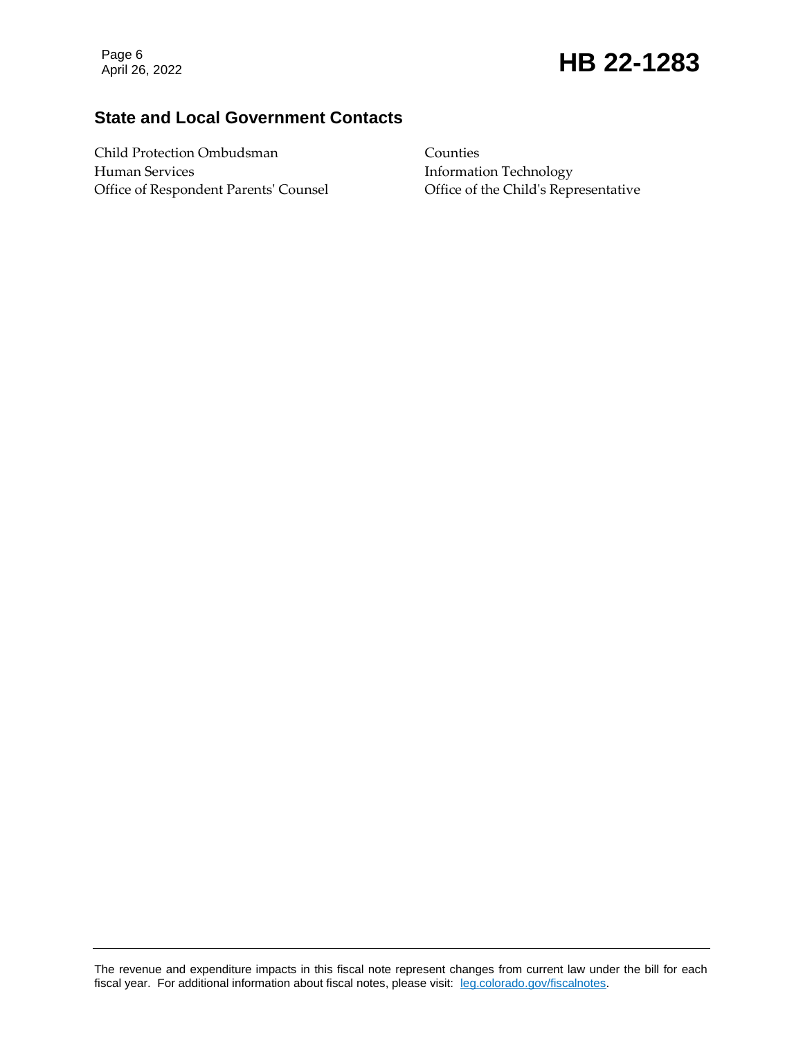## State and Local Government Contacts

Child Protection Ombudsman
Human Services
Office of Respondent Parents' Counsel
Counties
Information Technology
Office of the Child's Representative

The revenue and expenditure impacts in this fiscal note represent changes from current law under the bill for each fiscal year. For additional information about fiscal notes, please visit: leg.colorado.gov/fiscalnotes.